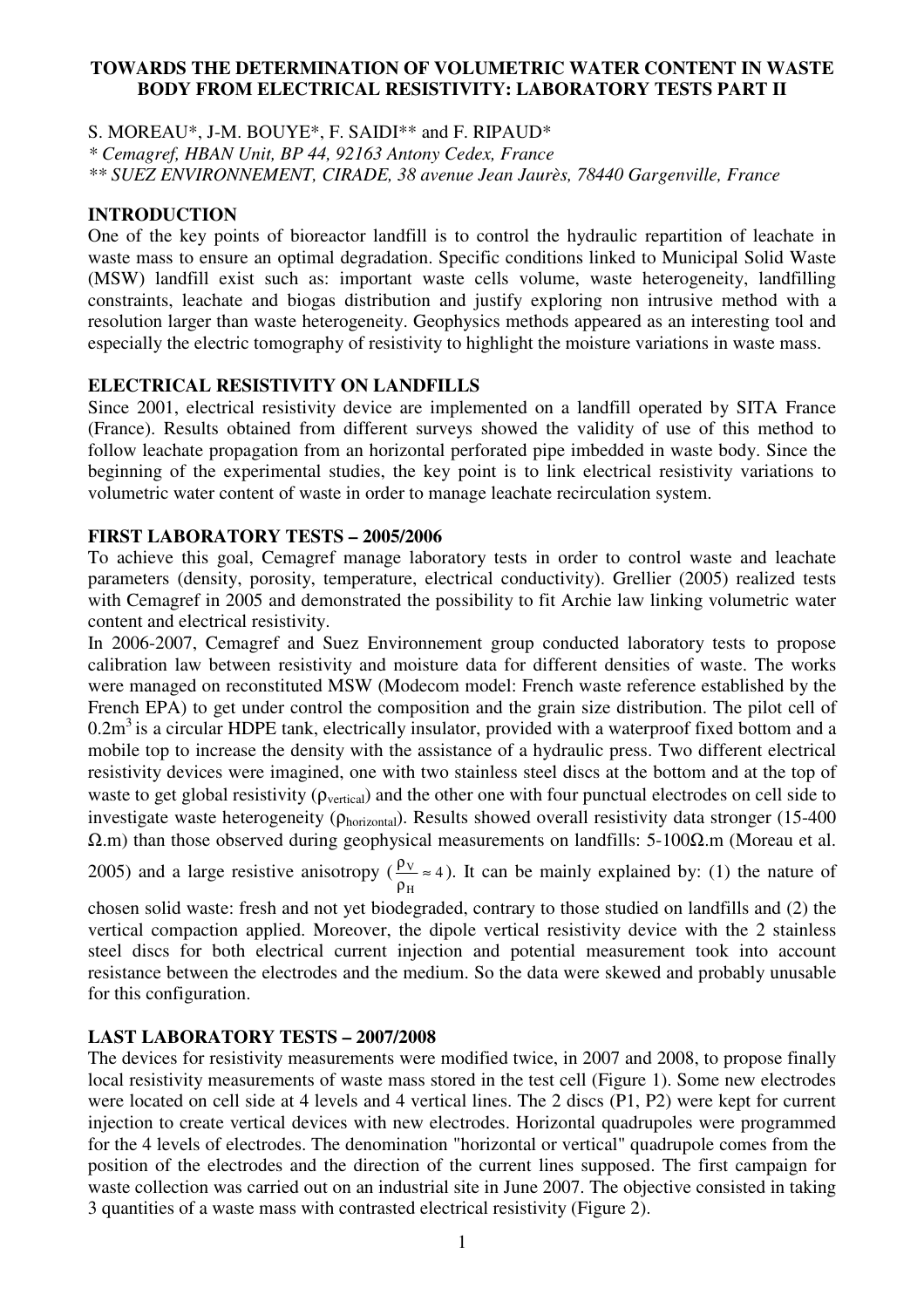# TOWARDS THE DETERMINATION OF VOLUMETRIC WATER CONTENT IN WASTE BODY FROM ELECTRICAL RESISTIVITY: LABORATORY TESTS PART II

S. MOREAU*, J-M. BOUYE*, F. SAIDI** and F. RIPAUD*

*\* Cemagref, HBAN Unit, BP 44, 92163 Antony Cedex, France*

*\*\* SUEZ ENVIRONNEMENT, CIRADE, 38 avenue Jean Jaurès, 78440 Gargenville, France*

## INTRODUCTION

One of the key points of bioreactor landfill is to control the hydraulic repartition of leachate in waste mass to ensure an optimal degradation. Specific conditions linked to Municipal Solid Waste (MSW) landfill exist such as: important waste cells volume, waste heterogeneity, landfilling constraints, leachate and biogas distribution and justify exploring non intrusive method with a resolution larger than waste heterogeneity. Geophysics methods appeared as an interesting tool and especially the electric tomography of resistivity to highlight the moisture variations in waste mass.

## ELECTRICAL RESISTIVITY ON LANDFILLS

Since 2001, electrical resistivity device are implemented on a landfill operated by SITA France (France). Results obtained from different surveys showed the validity of use of this method to follow leachate propagation from an horizontal perforated pipe imbedded in waste body. Since the beginning of the experimental studies, the key point is to link electrical resistivity variations to volumetric water content of waste in order to manage leachate recirculation system.

## FIRST LABORATORY TESTS – 2005/2006

To achieve this goal, Cemagref manage laboratory tests in order to control waste and leachate parameters (density, porosity, temperature, electrical conductivity). Grellier (2005) realized tests with Cemagref in 2005 and demonstrated the possibility to fit Archie law linking volumetric water content and electrical resistivity.

In 2006-2007, Cemagref and Suez Environnement group conducted laboratory tests to propose calibration law between resistivity and moisture data for different densities of waste. The works were managed on reconstituted MSW (Modecom model: French waste reference established by the French EPA) to get under control the composition and the grain size distribution. The pilot cell of $0.2m^3$ is a circular HDPE tank, electrically insulator, provided with a waterproof fixed bottom and a mobile top to increase the density with the assistance of a hydraulic press. Two different electrical resistivity devices were imagined, one with two stainless steel discs at the bottom and at the top of waste to get global resistivity ($\rho_{vertical}$) and the other one with four punctual electrodes on cell side to investigate waste heterogeneity ($\rho_{horizontal}$). Results showed overall resistivity data stronger (15-400 Ω.m) than those observed during geophysical measurements on landfills: 5-100Ω.m (Moreau et al. 2005) and a large resistive anisotropy ($\frac{\rho_V}{\rho_H} \approx 4$). It can be mainly explained by: (1) the nature of chosen solid waste: fresh and not yet biodegraded, contrary to those studied on landfills and (2) the vertical compaction applied. Moreover, the dipole vertical resistivity device with the 2 stainless steel discs for both electrical current injection and potential measurement took into account resistance between the electrodes and the medium. So the data were skewed and probably unusable for this configuration.

## LAST LABORATORY TESTS – 2007/2008

The devices for resistivity measurements were modified twice, in 2007 and 2008, to propose finally local resistivity measurements of waste mass stored in the test cell (Figure 1). Some new electrodes were located on cell side at 4 levels and 4 vertical lines. The 2 discs (P1, P2) were kept for current injection to create vertical devices with new electrodes. Horizontal quadrupoles were programmed for the 4 levels of electrodes. The denomination "horizontal or vertical" quadrupole comes from the position of the electrodes and the direction of the current lines supposed. The first campaign for waste collection was carried out on an industrial site in June 2007. The objective consisted in taking 3 quantities of a waste mass with contrasted electrical resistivity (Figure 2).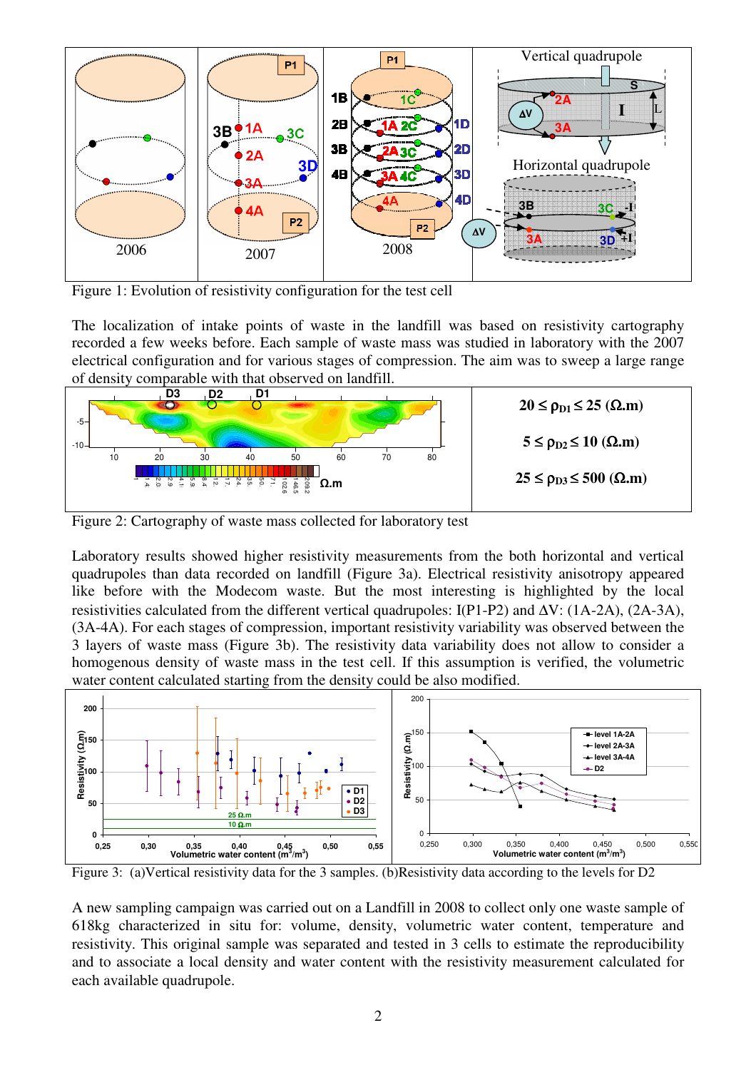Vertical quadrupole

S

I

L

ΔV

2A

3A

Horizontal quadrupole

3B

3C

-I

3A

3D

+I

ΔV

P1

3B

1A

3C

2A

3D

3A

4A

P2

P1

1B

1C

2B

1A 2C

1D

3B

2A 3C

2D

4B

3A 4C

3D

4A

4D

P2

2006

2007

2008

Figure 1: Evolution of resistivity configuration for the test cell

The localization of intake points of waste in the landfill was based on resistivity cartography recorded a few weeks before. Each sample of waste mass was studied in laboratory with the 2007 electrical configuration and for various stages of compression. The aim was to sweep a large range of density comparable with that observed on landfill.

D3 D2 D1

-5

-10

10 20 30 40 50 60 70 80

1. 1.4 2.0 2.9 4.1 5.9 8.4 12. 17. 24. 35. 50. 71. 102.6 146.5 209.2 Ω.m

$20 \leq \rho_{D1} \leq 25$ (Ω.m)

$5 \leq \rho_{D2} \leq 10$ (Ω.m)

$25 \leq \rho_{D3} \leq 500$ (Ω.m)

Figure 2: Cartography of waste mass collected for laboratory test

Laboratory results showed higher resistivity measurements from the both horizontal and vertical quadrupoles than data recorded on landfill (Figure 3a). Electrical resistivity anisotropy appeared like before with the Modecom waste. But the most interesting is highlighted by the local resistivities calculated from the different vertical quadrupoles: I(P1-P2) and ΔV: (1A-2A), (2A-3A), (3A-4A). For each stages of compression, important resistivity variability was observed between the 3 layers of waste mass (Figure 3b). The resistivity data variability does not allow to consider a homogenous density of waste mass in the test cell. If this assumption is verified, the volumetric water content calculated starting from the density could be also modified.

Resistivity (Ω.m)

200

150

100

50

0

0,25 0,30 0,35 0,40 0,45 0,50 0,55

Volumetric water content ($m^3/m^3$)

D1

D2

D3

25 Ω.m

10 Ω.m

Resistivity (Ω.m)

200

150

100

50

0

0,250 0,300 0,350 0,400 0,450 0,500 0,550

Volumetric water content ($m^3/m^3$)

level 1A-2A

level 2A-3A

level 3A-4A

D2

Figure 3: (a)Vertical resistivity data for the 3 samples. (b)Resistivity data according to the levels for D2

A new sampling campaign was carried out on a Landfill in 2008 to collect only one waste sample of 618kg characterized in situ for: volume, density, volumetric water content, temperature and resistivity. This original sample was separated and tested in 3 cells to estimate the reproducibility and to associate a local density and water content with the resistivity measurement calculated for each available quadrupole.